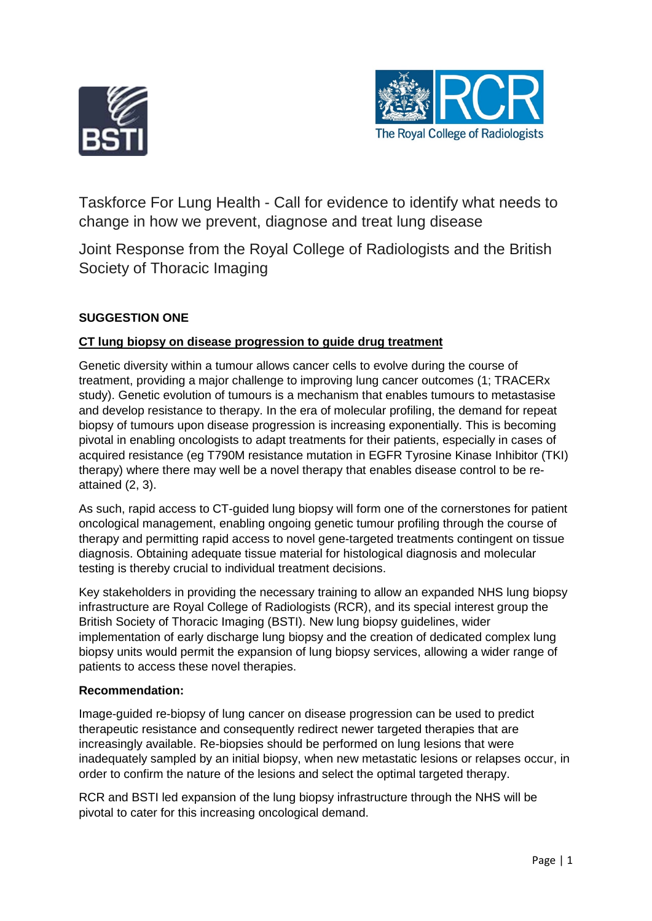# Taskforce For Lung Health - Call for evidence to identify what needs to change in how we prevent, diagnose and treat lung disease

## Joint Response from the Royal College of Radiologists and the British Society of Thoracic Imaging

**SUGGESTION ONE**

**CT lung biopsy on disease progression to guide drug treatment**

Genetic diversity within a tumour allows cancer cells to evolve during the course of treatment, providing a major challenge to improving lung cancer outcomes (1; TRACERx study). Genetic evolution of tumours is a mechanism that enables tumours to metastasise and develop resistance to therapy. In the era of molecular profiling, the demand for repeat biopsy of tumours upon disease progression is increasing exponentially. This is becoming pivotal in enabling oncologists to adapt treatments for their patients, especially in cases of acquired resistance (eg T790M resistance mutation in EGFR Tyrosine Kinase Inhibitor (TKI) therapy) where there may well be a novel therapy that enables disease control to be re-attained (2, 3).

As such, rapid access to CT-guided lung biopsy will form one of the cornerstones for patient oncological management, enabling ongoing genetic tumour profiling through the course of therapy and permitting rapid access to novel gene-targeted treatments contingent on tissue diagnosis. Obtaining adequate tissue material for histological diagnosis and molecular testing is thereby crucial to individual treatment decisions.

Key stakeholders in providing the necessary training to allow an expanded NHS lung biopsy infrastructure are Royal College of Radiologists (RCR), and its special interest group the British Society of Thoracic Imaging (BSTI). New lung biopsy guidelines, wider implementation of early discharge lung biopsy and the creation of dedicated complex lung biopsy units would permit the expansion of lung biopsy services, allowing a wider range of patients to access these novel therapies.

**Recommendation:**

Image-guided re-biopsy of lung cancer on disease progression can be used to predict therapeutic resistance and consequently redirect newer targeted therapies that are increasingly available. Re-biopsies should be performed on lung lesions that were inadequately sampled by an initial biopsy, when new metastatic lesions or relapses occur, in order to confirm the nature of the lesions and select the optimal targeted therapy.

RCR and BSTI led expansion of the lung biopsy infrastructure through the NHS will be pivotal to cater for this increasing oncological demand.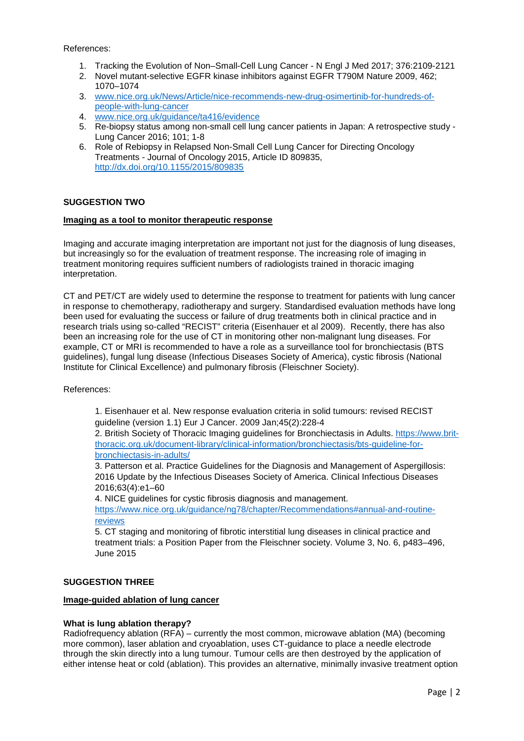References:

1. Tracking the Evolution of Non–Small-Cell Lung Cancer - N Engl J Med 2017; 376:2109-2121
2. Novel mutant-selective EGFR kinase inhibitors against EGFR T790M Nature 2009, 462; 1070–1074
3. www.nice.org.uk/News/Article/nice-recommends-new-drug-osimertinib-for-hundreds-of-people-with-lung-cancer
4. www.nice.org.uk/guidance/ta416/evidence
5. Re-biopsy status among non-small cell lung cancer patients in Japan: A retrospective study - Lung Cancer 2016; 101; 1-8
6. Role of Rebiopsy in Relapsed Non-Small Cell Lung Cancer for Directing Oncology Treatments - Journal of Oncology 2015, Article ID 809835, http://dx.doi.org/10.1155/2015/809835

## SUGGESTION TWO

### Imaging as a tool to monitor therapeutic response

Imaging and accurate imaging interpretation are important not just for the diagnosis of lung diseases, but increasingly so for the evaluation of treatment response. The increasing role of imaging in treatment monitoring requires sufficient numbers of radiologists trained in thoracic imaging interpretation.

CT and PET/CT are widely used to determine the response to treatment for patients with lung cancer in response to chemotherapy, radiotherapy and surgery. Standardised evaluation methods have long been used for evaluating the success or failure of drug treatments both in clinical practice and in research trials using so-called "RECIST" criteria (Eisenhauer et al 2009). Recently, there has also been an increasing role for the use of CT in monitoring other non-malignant lung diseases. For example, CT or MRI is recommended to have a role as a surveillance tool for bronchiectasis (BTS guidelines), fungal lung disease (Infectious Diseases Society of America), cystic fibrosis (National Institute for Clinical Excellence) and pulmonary fibrosis (Fleischner Society).

References:

1. Eisenhauer et al. New response evaluation criteria in solid tumours: revised RECIST guideline (version 1.1) Eur J Cancer. 2009 Jan;45(2):228-4
2. British Society of Thoracic Imaging guidelines for Bronchiectasis in Adults. https://www.brit-thoracic.org.uk/document-library/clinical-information/bronchiectasis/bts-guideline-for-bronchiectasis-in-adults/
3. Patterson et al. Practice Guidelines for the Diagnosis and Management of Aspergillosis: 2016 Update by the Infectious Diseases Society of America. Clinical Infectious Diseases 2016;63(4):e1–60
4. NICE guidelines for cystic fibrosis diagnosis and management. https://www.nice.org.uk/guidance/ng78/chapter/Recommendations#annual-and-routine-reviews
5. CT staging and monitoring of fibrotic interstitial lung diseases in clinical practice and treatment trials: a Position Paper from the Fleischner society. Volume 3, No. 6, p483–496, June 2015

## SUGGESTION THREE

### Image-guided ablation of lung cancer

**What is lung ablation therapy?**
Radiofrequency ablation (RFA) – currently the most common, microwave ablation (MA) (becoming more common), laser ablation and cryoablation, uses CT-guidance to place a needle electrode through the skin directly into a lung tumour. Tumour cells are then destroyed by the application of either intense heat or cold (ablation). This provides an alternative, minimally invasive treatment option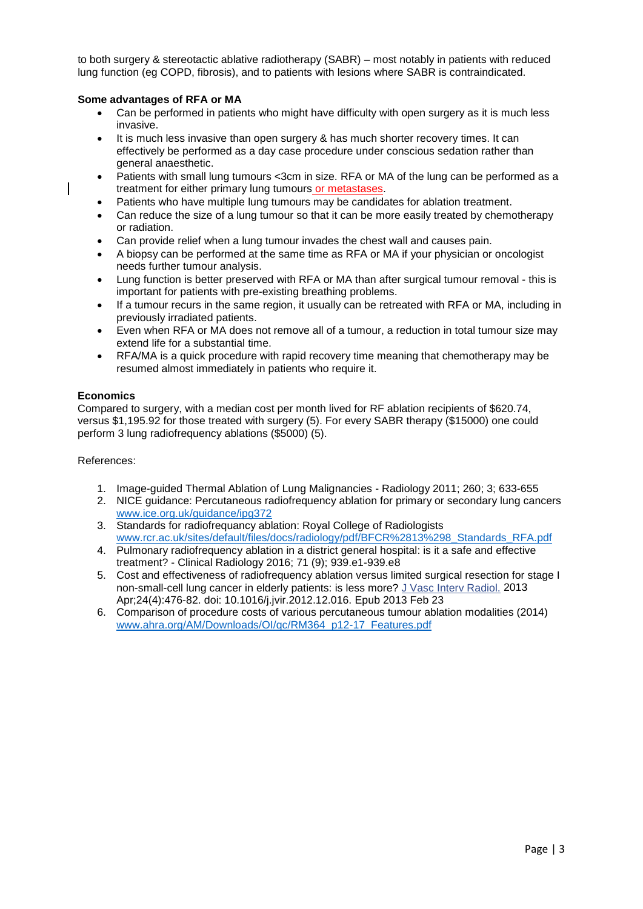to both surgery & stereotactic ablative radiotherapy (SABR) – most notably in patients with reduced lung function (eg COPD, fibrosis), and to patients with lesions where SABR is contraindicated.

**Some advantages of RFA or MA**

- Can be performed in patients who might have difficulty with open surgery as it is much less invasive.
- It is much less invasive than open surgery & has much shorter recovery times. It can effectively be performed as a day case procedure under conscious sedation rather than general anaesthetic.
- Patients with small lung tumours <3cm in size. RFA or MA of the lung can be performed as a treatment for either primary lung tumours or metastases.
- Patients who have multiple lung tumours may be candidates for ablation treatment.
- Can reduce the size of a lung tumour so that it can be more easily treated by chemotherapy or radiation.
- Can provide relief when a lung tumour invades the chest wall and causes pain.
- A biopsy can be performed at the same time as RFA or MA if your physician or oncologist needs further tumour analysis.
- Lung function is better preserved with RFA or MA than after surgical tumour removal - this is important for patients with pre-existing breathing problems.
- If a tumour recurs in the same region, it usually can be retreated with RFA or MA, including in previously irradiated patients.
- Even when RFA or MA does not remove all of a tumour, a reduction in total tumour size may extend life for a substantial time.
- RFA/MA is a quick procedure with rapid recovery time meaning that chemotherapy may be resumed almost immediately in patients who require it.

**Economics**

Compared to surgery, with a median cost per month lived for RF ablation recipients of $620.74, versus $1,195.92 for those treated with surgery (5). For every SABR therapy ($15000) one could perform 3 lung radiofrequency ablations ($5000) (5).

References:

1. Image-guided Thermal Ablation of Lung Malignancies - Radiology 2011; 260; 3; 633-655
2. NICE guidance: Percutaneous radiofrequency ablation for primary or secondary lung cancers www.ice.org.uk/guidance/ipg372
3. Standards for radiofrequancy ablation: Royal College of Radiologists www.rcr.ac.uk/sites/default/files/docs/radiology/pdf/BFCR%2813%298_Standards_RFA.pdf
4. Pulmonary radiofrequency ablation in a district general hospital: is it a safe and effective treatment? - Clinical Radiology 2016; 71 (9); 939.e1-939.e8
5. Cost and effectiveness of radiofrequency ablation versus limited surgical resection for stage I non-small-cell lung cancer in elderly patients: is less more? J Vasc Interv Radiol. 2013 Apr;24(4):476-82. doi: 10.1016/j.jvir.2012.12.016. Epub 2013 Feb 23
6. Comparison of procedure costs of various percutaneous tumour ablation modalities (2014) www.ahra.org/AM/Downloads/OI/qc/RM364_p12-17_Features.pdf